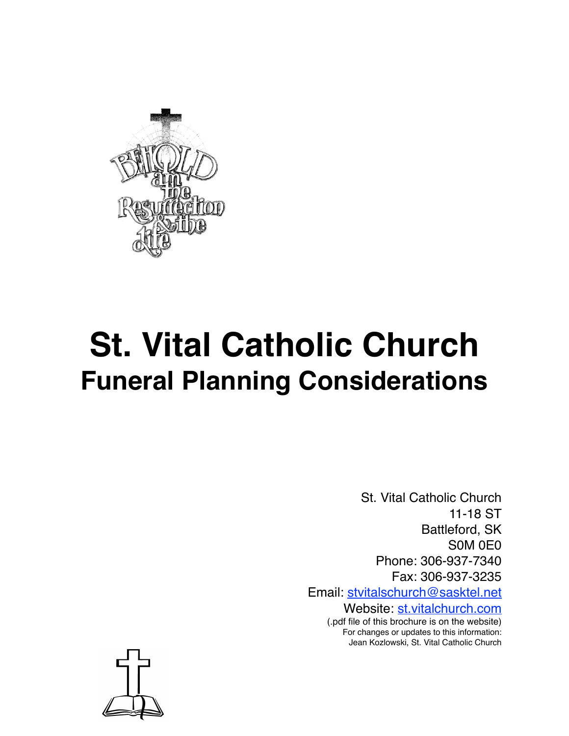# St. Vital Catholic Church

## Funeral Planning Considerations

St. Vital Catholic Church
11-18 ST
Battleford, SK
S0M 0E0
Phone: 306-937-7340
Fax: 306-937-3235
Email: stvitalschurch@sasktel.net
Website: st.vitalchurch.com
(.pdf file of this brochure is on the website)
For changes or updates to this information:
Jean Kozlowski, St. Vital Catholic Church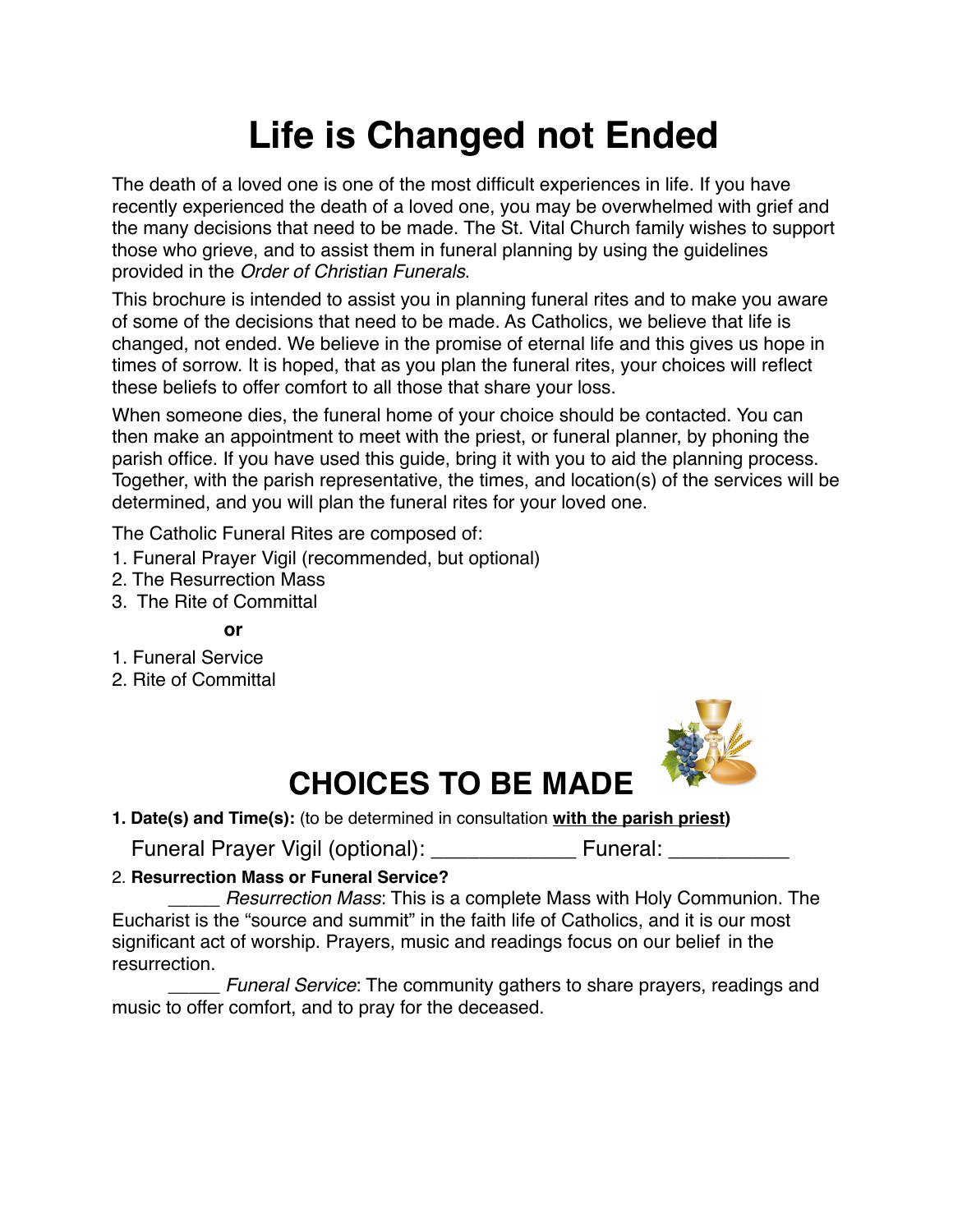# Life is Changed not Ended

The death of a loved one is one of the most difficult experiences in life. If you have recently experienced the death of a loved one, you may be overwhelmed with grief and the many decisions that need to be made. The St. Vital Church family wishes to support those who grieve, and to assist them in funeral planning by using the guidelines provided in the *Order of Christian Funerals*.

This brochure is intended to assist you in planning funeral rites and to make you aware of some of the decisions that need to be made. As Catholics, we believe that life is changed, not ended. We believe in the promise of eternal life and this gives us hope in times of sorrow. It is hoped, that as you plan the funeral rites, your choices will reflect these beliefs to offer comfort to all those that share your loss.

When someone dies, the funeral home of your choice should be contacted. You can then make an appointment to meet with the priest, or funeral planner, by phoning the parish office. If you have used this guide, bring it with you to aid the planning process. Together, with the parish representative, the times, and location(s) of the services will be determined, and you will plan the funeral rites for your loved one.

The Catholic Funeral Rites are composed of:

1. Funeral Prayer Vigil (recommended, but optional)
2. The Resurrection Mass
3. The Rite of Committal

**or**

1. Funeral Service
2. Rite of Committal

## CHOICES TO BE MADE

**1. Date(s) and Time(s):** (to be determined in consultation **with the parish priest)**

Funeral Prayer Vigil (optional): ____________ Funeral: __________

2. **Resurrection Mass or Funeral Service?**

_____ *Resurrection Mass*: This is a complete Mass with Holy Communion. The Eucharist is the "source and summit" in the faith life of Catholics, and it is our most significant act of worship. Prayers, music and readings focus on our belief in the resurrection.

_____ *Funeral Service*: The community gathers to share prayers, readings and music to offer comfort, and to pray for the deceased.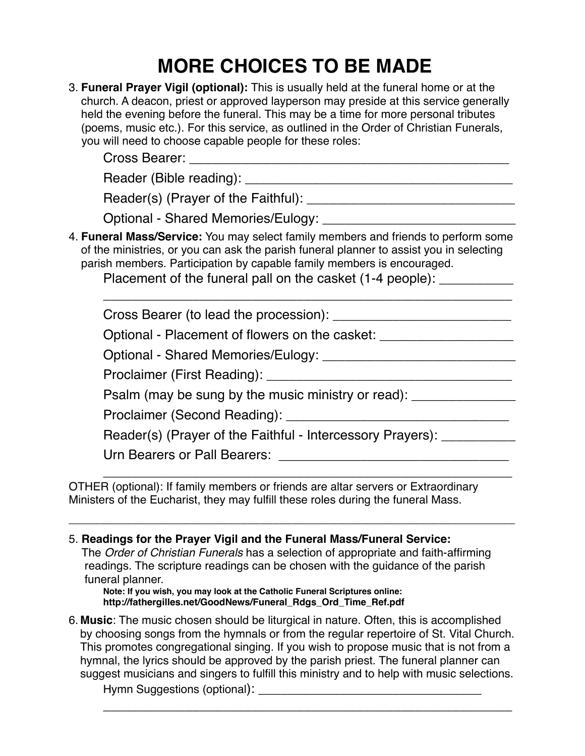# MORE CHOICES TO BE MADE

3. **Funeral Prayer Vigil (optional):** This is usually held at the funeral home or at the church. A deacon, priest or approved layperson may preside at this service generally held the evening before the funeral. This may be a time for more personal tributes (poems, music etc.). For this service, as outlined in the Order of Christian Funerals, you will need to choose capable people for these roles:

   Cross Bearer: ___________________________________________

   Reader (Bible reading): ___________________________________

   Reader(s) (Prayer of the Faithful): ___________________________

   Optional - Shared Memories/Eulogy: __________________________

4. **Funeral Mass/Service:** You may select family members and friends to perform some of the ministries, or you can ask the parish funeral planner to assist you in selecting parish members. Participation by capable family members is encouraged.

   Placement of the funeral pall on the casket (1-4 people): __________

   ______________________________________________________

   Cross Bearer (to lead the procession): _______________________

   Optional - Placement of flowers on the casket: _________________

   Optional - Shared Memories/Eulogy: __________________________

   Proclaimer (First Reading): _________________________________

   Psalm (may be sung by the music ministry or read): _____________

   Proclaimer (Second Reading): ______________________________

   Reader(s) (Prayer of the Faithful - Intercessory Prayers): __________

   Urn Bearers or Pall Bearers: _______________________________

   ______________________________________________________

OTHER (optional): If family members or friends are altar servers or Extraordinary Ministers of the Eucharist, they may fulfill these roles during the funeral Mass.

_______________________________________________________________

5. **Readings for the Prayer Vigil and the Funeral Mass/Funeral Service:** The *Order of Christian Funerals* has a selection of appropriate and faith-affirming readings. The scripture readings can be chosen with the guidance of the parish funeral planner.

   **Note: If you wish, you may look at the Catholic Funeral Scriptures online: http://fathergilles.net/GoodNews/Funeral_Rdgs_Ord_Time_Ref.pdf**

6. **Music**: The music chosen should be liturgical in nature. Often, this is accomplished by choosing songs from the hymnals or from the regular repertoire of St. Vital Church. This promotes congregational singing. If you wish to propose music that is not from a hymnal, the lyrics should be approved by the parish priest. The funeral planner can suggest musicians and singers to fulfill this ministry and to help with music selections.

   Hymn Suggestions (optional): _________________________________

   ______________________________________________________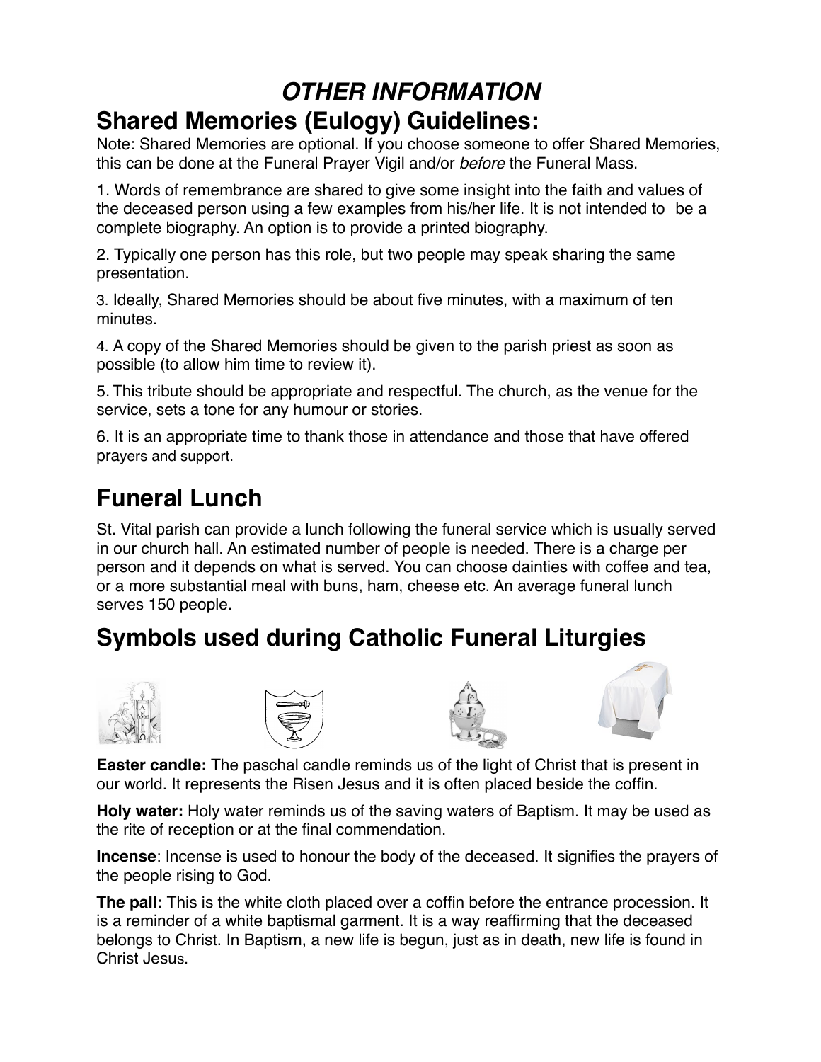# *OTHER INFORMATION*

## Shared Memories (Eulogy) Guidelines:

Note: Shared Memories are optional. If you choose someone to offer Shared Memories, this can be done at the Funeral Prayer Vigil and/or *before* the Funeral Mass.

1. Words of remembrance are shared to give some insight into the faith and values of the deceased person using a few examples from his/her life. It is not intended to be a complete biography. An option is to provide a printed biography.

2. Typically one person has this role, but two people may speak sharing the same presentation.

3. Ideally, Shared Memories should be about five minutes, with a maximum of ten minutes.

4. A copy of the Shared Memories should be given to the parish priest as soon as possible (to allow him time to review it).

5. This tribute should be appropriate and respectful. The church, as the venue for the service, sets a tone for any humour or stories.

6. It is an appropriate time to thank those in attendance and those that have offered prayers and support.

## Funeral Lunch

St. Vital parish can provide a lunch following the funeral service which is usually served in our church hall. An estimated number of people is needed. There is a charge per person and it depends on what is served. You can choose dainties with coffee and tea, or a more substantial meal with buns, ham, cheese etc. An average funeral lunch serves 150 people.

## Symbols used during Catholic Funeral Liturgies

**Easter candle:** The paschal candle reminds us of the light of Christ that is present in our world. It represents the Risen Jesus and it is often placed beside the coffin.

**Holy water:** Holy water reminds us of the saving waters of Baptism. It may be used as the rite of reception or at the final commendation.

**Incense**: Incense is used to honour the body of the deceased. It signifies the prayers of the people rising to God.

**The pall:** This is the white cloth placed over a coffin before the entrance procession. It is a reminder of a white baptismal garment. It is a way reaffirming that the deceased belongs to Christ. In Baptism, a new life is begun, just as in death, new life is found in Christ Jesus.